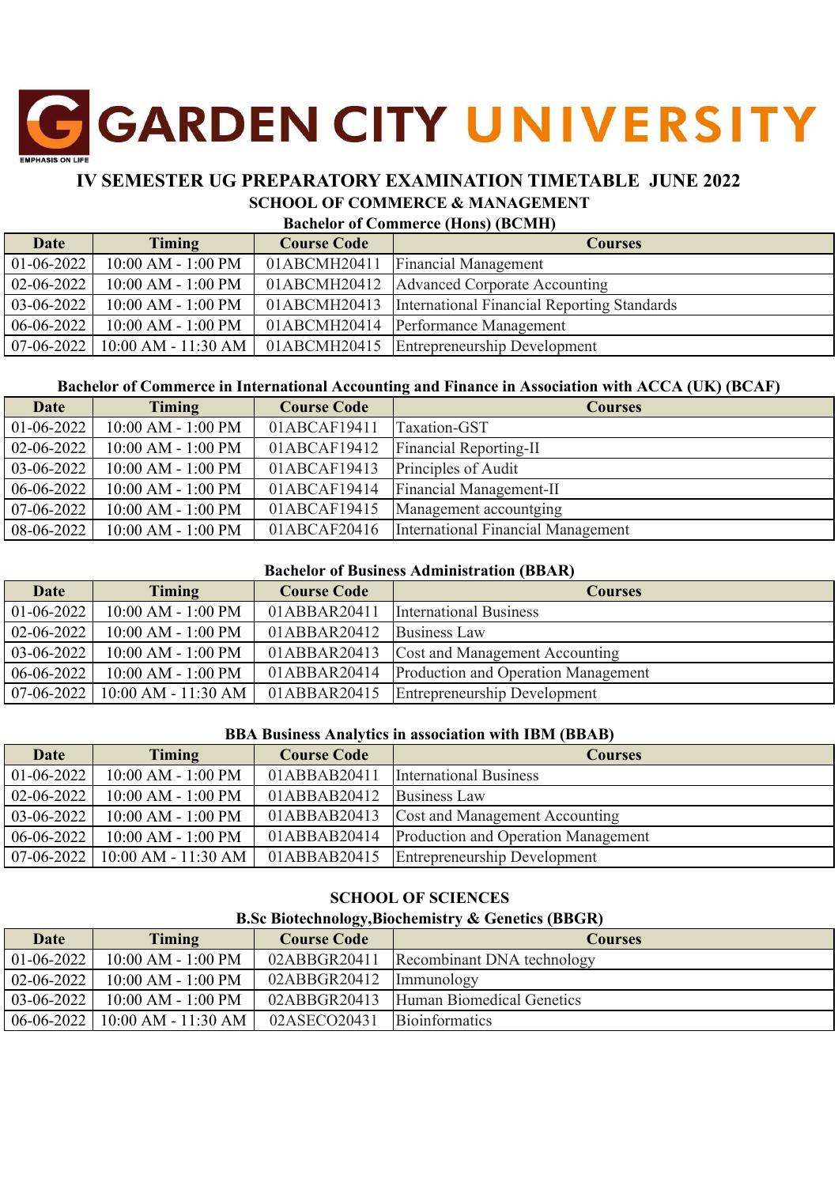# GARDEN CITY UNIVERSITY

EMPHASIS ON LIFE

## IV SEMESTER UG PREPARATORY EXAMINATION TIMETABLE JUNE 2022

### SCHOOL OF COMMERCE & MANAGEMENT

#### Bachelor of Commerce (Hons) (BCMH)

| Date | Timing | Course Code | Courses |
|---|---|---|---|
| 01-06-2022 | 10:00 AM - 1:00 PM | 01ABCMH20411 | Financial Management |
| 02-06-2022 | 10:00 AM - 1:00 PM | 01ABCMH20412 | Advanced Corporate Accounting |
| 03-06-2022 | 10:00 AM - 1:00 PM | 01ABCMH20413 | International Financial Reporting Standards |
| 06-06-2022 | 10:00 AM - 1:00 PM | 01ABCMH20414 | Performance Management |
| 07-06-2022 | 10:00 AM - 11:30 AM | 01ABCMH20415 | Entrepreneurship Development |

#### Bachelor of Commerce in International Accounting and Finance in Association with ACCA (UK) (BCAF)

| Date | Timing | Course Code | Courses |
|---|---|---|---|
| 01-06-2022 | 10:00 AM - 1:00 PM | 01ABCAF19411 | Taxation-GST |
| 02-06-2022 | 10:00 AM - 1:00 PM | 01ABCAF19412 | Financial Reporting-II |
| 03-06-2022 | 10:00 AM - 1:00 PM | 01ABCAF19413 | Principles of Audit |
| 06-06-2022 | 10:00 AM - 1:00 PM | 01ABCAF19414 | Financial Management-II |
| 07-06-2022 | 10:00 AM - 1:00 PM | 01ABCAF19415 | Management accountging |
| 08-06-2022 | 10:00 AM - 1:00 PM | 01ABCAF20416 | International Financial Management |

#### Bachelor of Business Administration (BBAR)

| Date | Timing | Course Code | Courses |
|---|---|---|---|
| 01-06-2022 | 10:00 AM - 1:00 PM | 01ABBAR20411 | International Business |
| 02-06-2022 | 10:00 AM - 1:00 PM | 01ABBAR20412 | Business Law |
| 03-06-2022 | 10:00 AM - 1:00 PM | 01ABBAR20413 | Cost and Management Accounting |
| 06-06-2022 | 10:00 AM - 1:00 PM | 01ABBAR20414 | Production and Operation Management |
| 07-06-2022 | 10:00 AM - 11:30 AM | 01ABBAR20415 | Entrepreneurship Development |

#### BBA Business Analytics in association with IBM (BBAB)

| Date | Timing | Course Code | Courses |
|---|---|---|---|
| 01-06-2022 | 10:00 AM - 1:00 PM | 01ABBAB20411 | International Business |
| 02-06-2022 | 10:00 AM - 1:00 PM | 01ABBAB20412 | Business Law |
| 03-06-2022 | 10:00 AM - 1:00 PM | 01ABBAB20413 | Cost and Management Accounting |
| 06-06-2022 | 10:00 AM - 1:00 PM | 01ABBAB20414 | Production and Operation Management |
| 07-06-2022 | 10:00 AM - 11:30 AM | 01ABBAB20415 | Entrepreneurship Development |

### SCHOOL OF SCIENCES

#### B.Sc Biotechnology,Biochemistry & Genetics (BBGR)

| Date | Timing | Course Code | Courses |
|---|---|---|---|
| 01-06-2022 | 10:00 AM - 1:00 PM | 02ABBGR20411 | Recombinant DNA technology |
| 02-06-2022 | 10:00 AM - 1:00 PM | 02ABBGR20412 | Immunology |
| 03-06-2022 | 10:00 AM - 1:00 PM | 02ABBGR20413 | Human Biomedical Genetics |
| 06-06-2022 | 10:00 AM - 11:30 AM | 02ASECO20431 | Bioinformatics |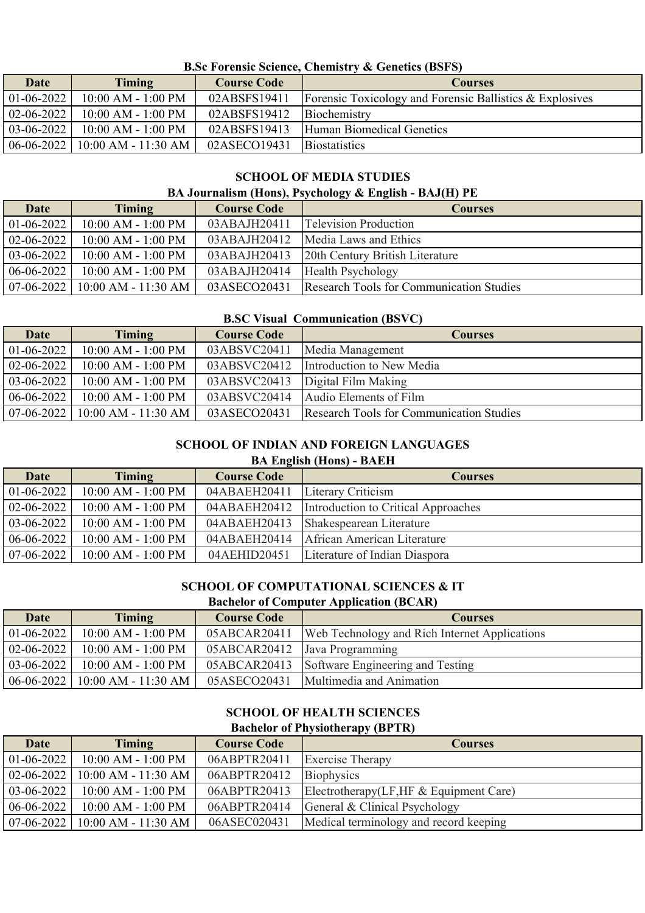### B.Sc Forensic Science, Chemistry & Genetics (BSFS)

| Date | Timing | Course Code | Courses |
|---|---|---|---|
| 01-06-2022 | 10:00 AM - 1:00 PM | 02ABSFS19411 | Forensic Toxicology and Forensic Ballistics & Explosives |
| 02-06-2022 | 10:00 AM - 1:00 PM | 02ABSFS19412 | Biochemistry |
| 03-06-2022 | 10:00 AM - 1:00 PM | 02ABSFS19413 | Human Biomedical Genetics |
| 06-06-2022 | 10:00 AM - 11:30 AM | 02ASECO19431 | Biostatistics |

## SCHOOL OF MEDIA STUDIES

### BA Journalism (Hons), Psychology & English - BAJ(H) PE

| Date | Timing | Course Code | Courses |
|---|---|---|---|
| 01-06-2022 | 10:00 AM - 1:00 PM | 03ABAJH20411 | Television Production |
| 02-06-2022 | 10:00 AM - 1:00 PM | 03ABAJH20412 | Media Laws and Ethics |
| 03-06-2022 | 10:00 AM - 1:00 PM | 03ABAJH20413 | 20th Century British Literature |
| 06-06-2022 | 10:00 AM - 1:00 PM | 03ABAJH20414 | Health Psychology |
| 07-06-2022 | 10:00 AM - 11:30 AM | 03ASECO20431 | Research Tools for Communication Studies |

### B.SC Visual Communication (BSVC)

| Date | Timing | Course Code | Courses |
|---|---|---|---|
| 01-06-2022 | 10:00 AM - 1:00 PM | 03ABSVC20411 | Media Management |
| 02-06-2022 | 10:00 AM - 1:00 PM | 03ABSVC20412 | Introduction to New Media |
| 03-06-2022 | 10:00 AM - 1:00 PM | 03ABSVC20413 | Digital Film Making |
| 06-06-2022 | 10:00 AM - 1:00 PM | 03ABSVC20414 | Audio Elements of Film |
| 07-06-2022 | 10:00 AM - 11:30 AM | 03ASECO20431 | Research Tools for Communication Studies |

## SCHOOL OF INDIAN AND FOREIGN LANGUAGES

### BA English (Hons) - BAEH

| Date | Timing | Course Code | Courses |
|---|---|---|---|
| 01-06-2022 | 10:00 AM - 1:00 PM | 04ABAEH20411 | Literary Criticism |
| 02-06-2022 | 10:00 AM - 1:00 PM | 04ABAEH20412 | Introduction to Critical Approaches |
| 03-06-2022 | 10:00 AM - 1:00 PM | 04ABAEH20413 | Shakespearean Literature |
| 06-06-2022 | 10:00 AM - 1:00 PM | 04ABAEH20414 | African American Literature |
| 07-06-2022 | 10:00 AM - 1:00 PM | 04AEHID20451 | Literature of Indian Diaspora |

## SCHOOL OF COMPUTATIONAL SCIENCES & IT

### Bachelor of Computer Application (BCAR)

| Date | Timing | Course Code | Courses |
|---|---|---|---|
| 01-06-2022 | 10:00 AM - 1:00 PM | 05ABCAR20411 | Web Technology and Rich Internet Applications |
| 02-06-2022 | 10:00 AM - 1:00 PM | 05ABCAR20412 | Java Programming |
| 03-06-2022 | 10:00 AM - 1:00 PM | 05ABCAR20413 | Software Engineering and Testing |
| 06-06-2022 | 10:00 AM - 11:30 AM | 05ASECO20431 | Multimedia and Animation |

## SCHOOL OF HEALTH SCIENCES

### Bachelor of Physiotherapy (BPTR)

| Date | Timing | Course Code | Courses |
|---|---|---|---|
| 01-06-2022 | 10:00 AM - 1:00 PM | 06ABPTR20411 | Exercise Therapy |
| 02-06-2022 | 10:00 AM - 11:30 AM | 06ABPTR20412 | Biophysics |
| 03-06-2022 | 10:00 AM - 1:00 PM | 06ABPTR20413 | Electrotherapy(LF,HF & Equipment Care) |
| 06-06-2022 | 10:00 AM - 1:00 PM | 06ABPTR20414 | General & Clinical Psychology |
| 07-06-2022 | 10:00 AM - 11:30 AM | 06ASEC020431 | Medical terminology and record keeping |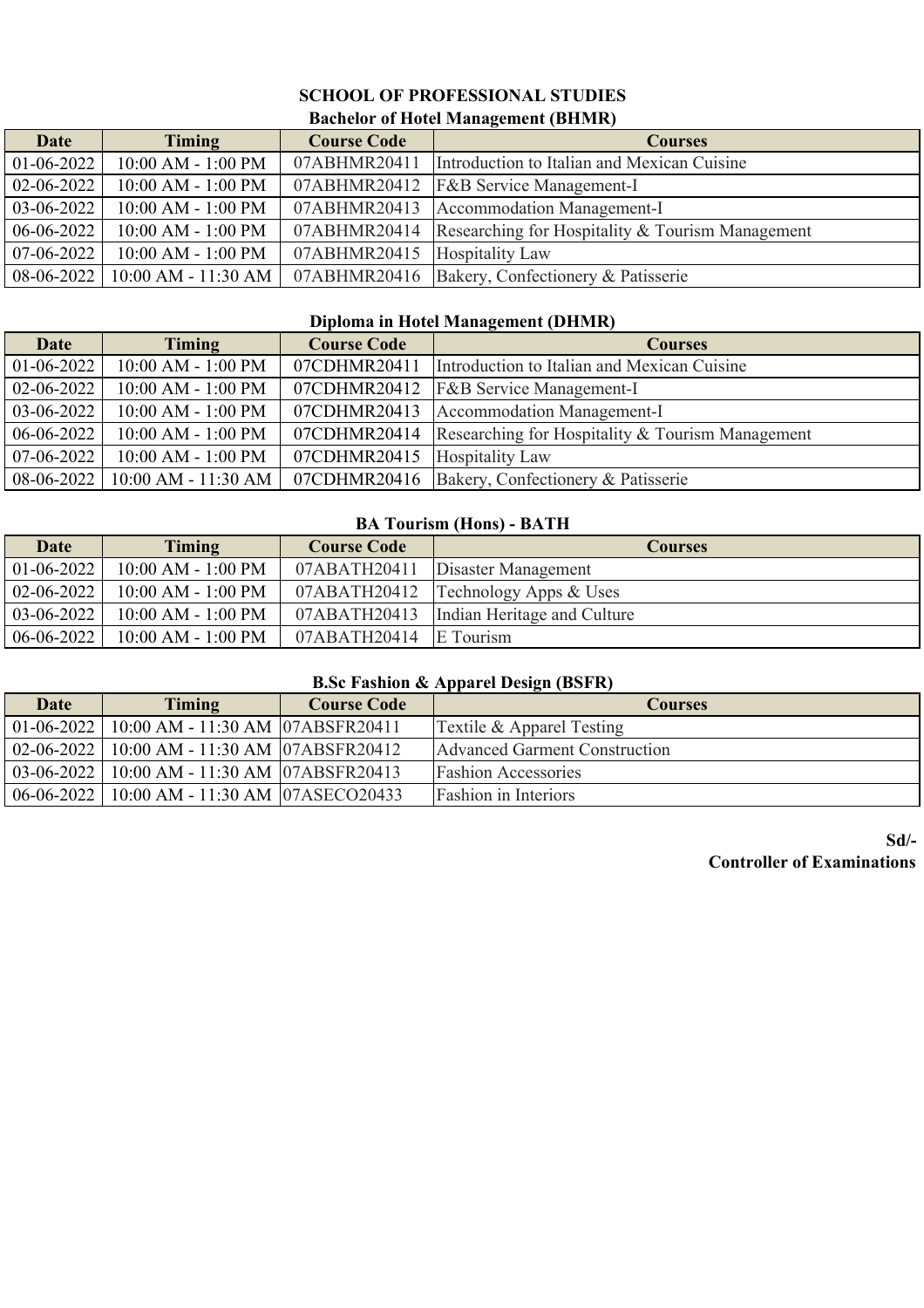## SCHOOL OF PROFESSIONAL STUDIES

### Bachelor of Hotel Management (BHMR)

| Date | Timing | Course Code | Courses |
| --- | --- | --- | --- |
| 01-06-2022 | 10:00 AM - 1:00 PM | 07ABHMR20411 | Introduction to Italian and Mexican Cuisine |
| 02-06-2022 | 10:00 AM - 1:00 PM | 07ABHMR20412 | F&B Service Management-I |
| 03-06-2022 | 10:00 AM - 1:00 PM | 07ABHMR20413 | Accommodation Management-I |
| 06-06-2022 | 10:00 AM - 1:00 PM | 07ABHMR20414 | Researching for Hospitality & Tourism Management |
| 07-06-2022 | 10:00 AM - 1:00 PM | 07ABHMR20415 | Hospitality Law |
| 08-06-2022 | 10:00 AM - 11:30 AM | 07ABHMR20416 | Bakery, Confectionery & Patisserie |

### Diploma in Hotel Management (DHMR)

| Date | Timing | Course Code | Courses |
| --- | --- | --- | --- |
| 01-06-2022 | 10:00 AM - 1:00 PM | 07CDHMR20411 | Introduction to Italian and Mexican Cuisine |
| 02-06-2022 | 10:00 AM - 1:00 PM | 07CDHMR20412 | F&B Service Management-I |
| 03-06-2022 | 10:00 AM - 1:00 PM | 07CDHMR20413 | Accommodation Management-I |
| 06-06-2022 | 10:00 AM - 1:00 PM | 07CDHMR20414 | Researching for Hospitality & Tourism Management |
| 07-06-2022 | 10:00 AM - 1:00 PM | 07CDHMR20415 | Hospitality Law |
| 08-06-2022 | 10:00 AM - 11:30 AM | 07CDHMR20416 | Bakery, Confectionery & Patisserie |

### BA Tourism (Hons) - BATH

| Date | Timing | Course Code | Courses |
| --- | --- | --- | --- |
| 01-06-2022 | 10:00 AM - 1:00 PM | 07ABATH20411 | Disaster Management |
| 02-06-2022 | 10:00 AM - 1:00 PM | 07ABATH20412 | Technology Apps & Uses |
| 03-06-2022 | 10:00 AM - 1:00 PM | 07ABATH20413 | Indian Heritage and Culture |
| 06-06-2022 | 10:00 AM - 1:00 PM | 07ABATH20414 | E Tourism |

### B.Sc Fashion & Apparel Design (BSFR)

| Date | Timing | Course Code | Courses |
| --- | --- | --- | --- |
| 01-06-2022 | 10:00 AM - 11:30 AM | 07ABSFR20411 | Textile & Apparel Testing |
| 02-06-2022 | 10:00 AM - 11:30 AM | 07ABSFR20412 | Advanced Garment Construction |
| 03-06-2022 | 10:00 AM - 11:30 AM | 07ABSFR20413 | Fashion Accessories |
| 06-06-2022 | 10:00 AM - 11:30 AM | 07ASECO20433 | Fashion in Interiors |

**Sd/-**
**Controller of Examinations**